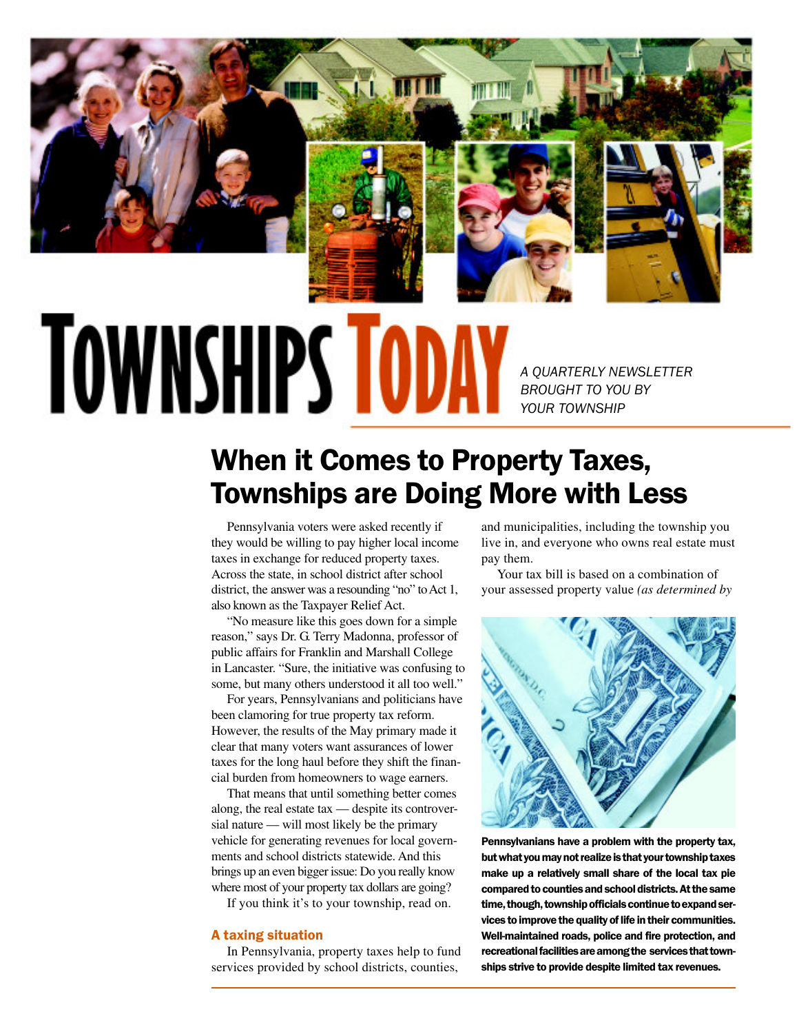# TOWNSHIPS TODAY

*A QUARTERLY NEWSLETTER BROUGHT TO YOU BY YOUR TOWNSHIP*

## When it Comes to Property Taxes, Townships are Doing More with Less

Pennsylvania voters were asked recently if they would be willing to pay higher local income taxes in exchange for reduced property taxes. Across the state, in school district after school district, the answer was a resounding "no" to Act 1, also known as the Taxpayer Relief Act.

"No measure like this goes down for a simple reason," says Dr. G. Terry Madonna, professor of public affairs for Franklin and Marshall College in Lancaster. "Sure, the initiative was confusing to some, but many others understood it all too well."

For years, Pennsylvanians and politicians have been clamoring for true property tax reform. However, the results of the May primary made it clear that many voters want assurances of lower taxes for the long haul before they shift the financial burden from homeowners to wage earners.

That means that until something better comes along, the real estate tax — despite its controversial nature — will most likely be the primary vehicle for generating revenues for local governments and school districts statewide. And this brings up an even bigger issue: Do you really know where most of your property tax dollars are going?

If you think it's to your township, read on.

### A taxing situation

In Pennsylvania, property taxes help to fund services provided by school districts, counties, and municipalities, including the township you live in, and everyone who owns real estate must pay them.

Your tax bill is based on a combination of your assessed property value *(as determined by*

**Pennsylvanians have a problem with the property tax, but what you may not realize is that your township taxes make up a relatively small share of the local tax pie compared to counties and school districts. At the same time, though, township officials continue to expand services to improve the quality of life in their communities. Well-maintained roads, police and fire protection, and recreational facilities are among the services that townships strive to provide despite limited tax revenues.**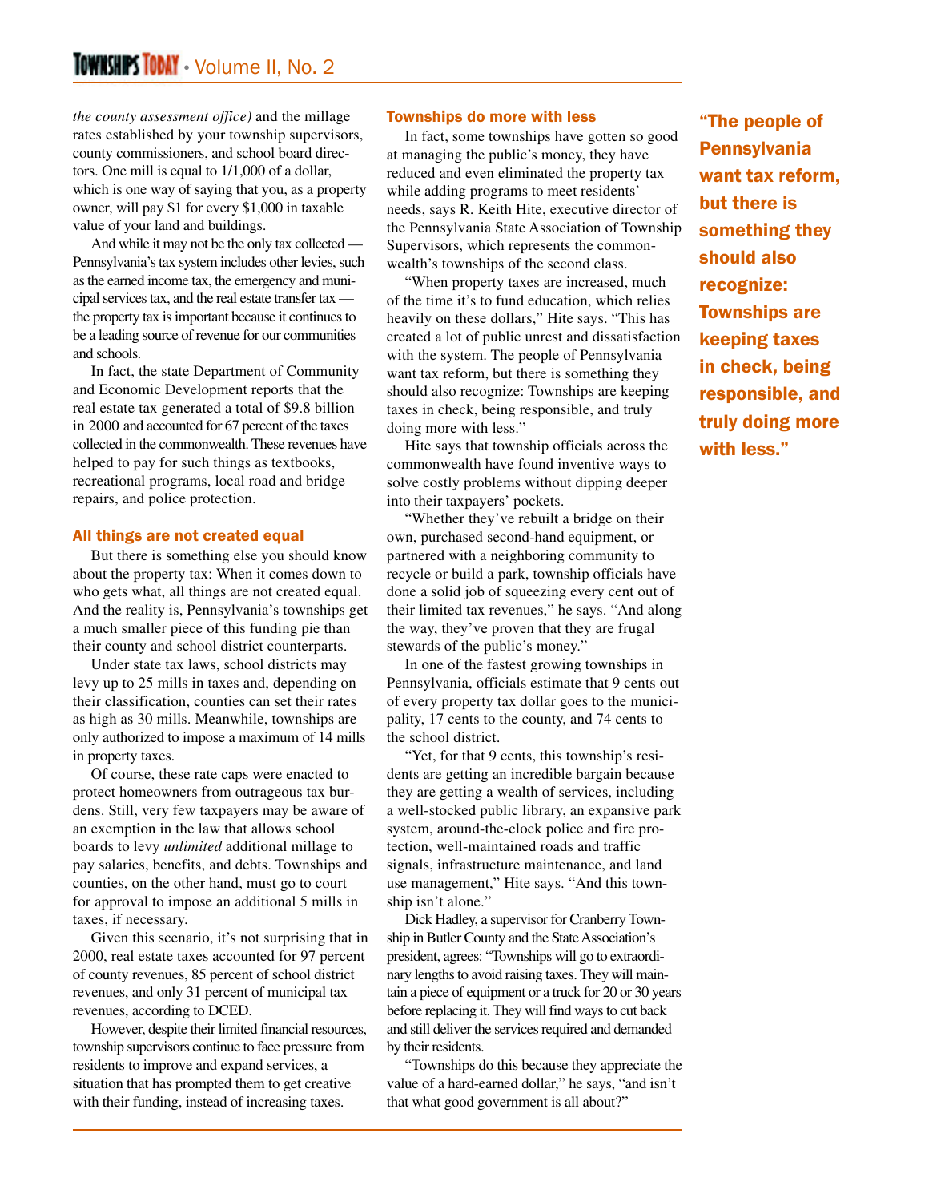*the county assessment office)* and the millage rates established by your township supervisors, county commissioners, and school board directors. One mill is equal to 1/1,000 of a dollar, which is one way of saying that you, as a property owner, will pay $1 for every $1,000 in taxable value of your land and buildings.

And while it may not be the only tax collected — Pennsylvania's tax system includes other levies, such as the earned income tax, the emergency and municipal services tax, and the real estate transfer tax — the property tax is important because it continues to be a leading source of revenue for our communities and schools.

In fact, the state Department of Community and Economic Development reports that the real estate tax generated a total of $9.8 billion in 2000 and accounted for 67 percent of the taxes collected in the commonwealth. These revenues have helped to pay for such things as textbooks, recreational programs, local road and bridge repairs, and police protection.

### All things are not created equal

But there is something else you should know about the property tax: When it comes down to who gets what, all things are not created equal. And the reality is, Pennsylvania's townships get a much smaller piece of this funding pie than their county and school district counterparts.

Under state tax laws, school districts may levy up to 25 mills in taxes and, depending on their classification, counties can set their rates as high as 30 mills. Meanwhile, townships are only authorized to impose a maximum of 14 mills in property taxes.

Of course, these rate caps were enacted to protect homeowners from outrageous tax burdens. Still, very few taxpayers may be aware of an exemption in the law that allows school boards to levy *unlimited* additional millage to pay salaries, benefits, and debts. Townships and counties, on the other hand, must go to court for approval to impose an additional 5 mills in taxes, if necessary.

Given this scenario, it's not surprising that in 2000, real estate taxes accounted for 97 percent of county revenues, 85 percent of school district revenues, and only 31 percent of municipal tax revenues, according to DCED.

However, despite their limited financial resources, township supervisors continue to face pressure from residents to improve and expand services, a situation that has prompted them to get creative with their funding, instead of increasing taxes.

### Townships do more with less

In fact, some townships have gotten so good at managing the public's money, they have reduced and even eliminated the property tax while adding programs to meet residents' needs, says R. Keith Hite, executive director of the Pennsylvania State Association of Township Supervisors, which represents the commonwealth's townships of the second class.

"When property taxes are increased, much of the time it's to fund education, which relies heavily on these dollars," Hite says. "This has created a lot of public unrest and dissatisfaction with the system. The people of Pennsylvania want tax reform, but there is something they should also recognize: Townships are keeping taxes in check, being responsible, and truly doing more with less."

Hite says that township officials across the commonwealth have found inventive ways to solve costly problems without dipping deeper into their taxpayers' pockets.

"Whether they've rebuilt a bridge on their own, purchased second-hand equipment, or partnered with a neighboring community to recycle or build a park, township officials have done a solid job of squeezing every cent out of their limited tax revenues," he says. "And along the way, they've proven that they are frugal stewards of the public's money."

In one of the fastest growing townships in Pennsylvania, officials estimate that 9 cents out of every property tax dollar goes to the municipality, 17 cents to the county, and 74 cents to the school district.

"Yet, for that 9 cents, this township's residents are getting an incredible bargain because they are getting a wealth of services, including a well-stocked public library, an expansive park system, around-the-clock police and fire protection, well-maintained roads and traffic signals, infrastructure maintenance, and land use management," Hite says. "And this township isn't alone."

Dick Hadley, a supervisor for Cranberry Township in Butler County and the State Association's president, agrees: "Townships will go to extraordinary lengths to avoid raising taxes. They will maintain a piece of equipment or a truck for 20 or 30 years before replacing it. They will find ways to cut back and still deliver the services required and demanded by their residents.

"Townships do this because they appreciate the value of a hard-earned dollar," he says, "and isn't that what good government is all about?"

**"The people of Pennsylvania want tax reform, but there is something they should also recognize: Townships are keeping taxes in check, being responsible, and truly doing more with less."**